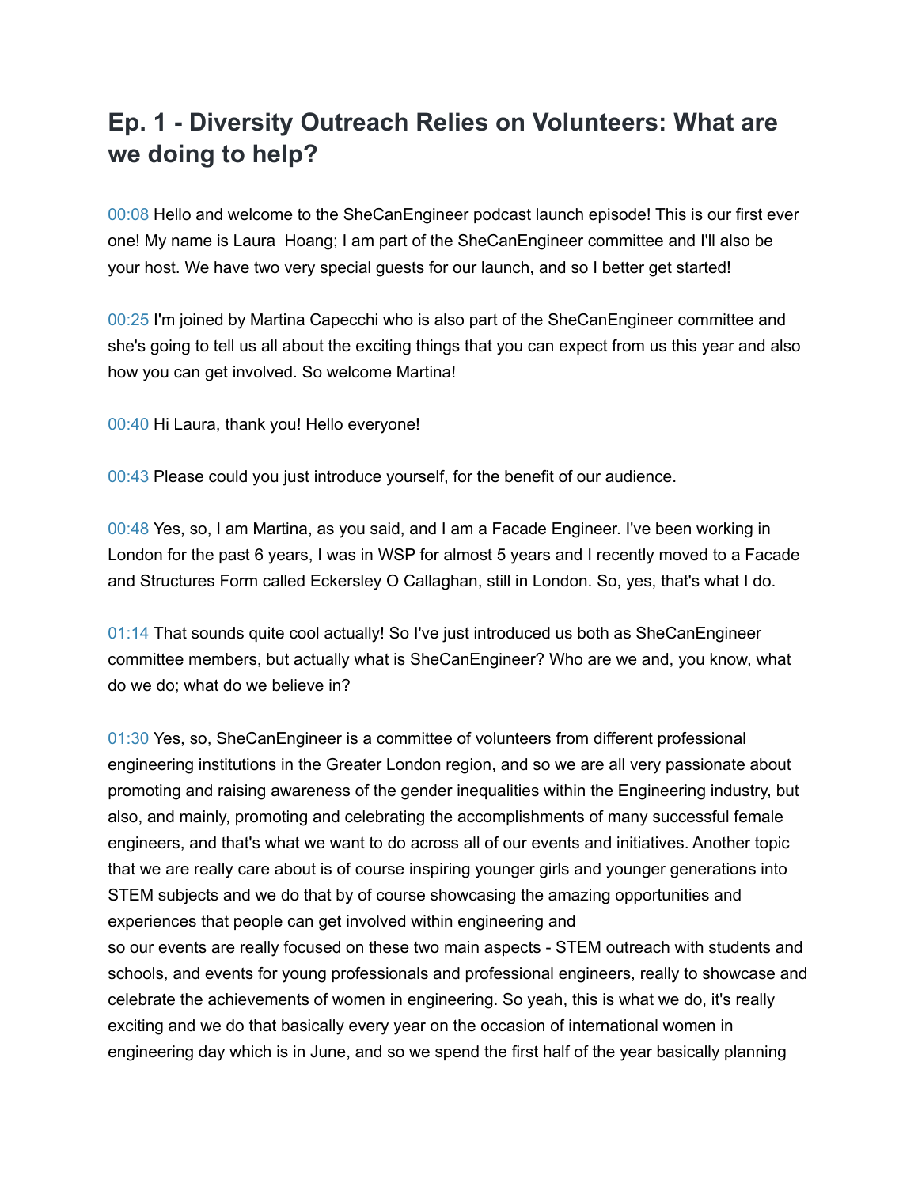# Ep. 1 - Diversity Outreach Relies on Volunteers: What are we doing to help?

00:08 Hello and welcome to the SheCanEngineer podcast launch episode! This is our first ever one! My name is Laura  Hoang; I am part of the SheCanEngineer committee and I'll also be your host. We have two very special guests for our launch, and so I better get started!

00:25 I'm joined by Martina Capecchi who is also part of the SheCanEngineer committee and she's going to tell us all about the exciting things that you can expect from us this year and also how you can get involved. So welcome Martina!

00:40 Hi Laura, thank you! Hello everyone!

00:43 Please could you just introduce yourself, for the benefit of our audience.

00:48 Yes, so, I am Martina, as you said, and I am a Facade Engineer. I've been working in London for the past 6 years, I was in WSP for almost 5 years and I recently moved to a Facade and Structures Form called Eckersley O Callaghan, still in London. So, yes, that's what I do.

01:14 That sounds quite cool actually! So I've just introduced us both as SheCanEngineer committee members, but actually what is SheCanEngineer? Who are we and, you know, what do we do; what do we believe in?

01:30 Yes, so, SheCanEngineer is a committee of volunteers from different professional engineering institutions in the Greater London region, and so we are all very passionate about promoting and raising awareness of the gender inequalities within the Engineering industry, but also, and mainly, promoting and celebrating the accomplishments of many successful female engineers, and that's what we want to do across all of our events and initiatives. Another topic that we are really care about is of course inspiring younger girls and younger generations into STEM subjects and we do that by of course showcasing the amazing opportunities and experiences that people can get involved within engineering and
so our events are really focused on these two main aspects - STEM outreach with students and schools, and events for young professionals and professional engineers, really to showcase and celebrate the achievements of women in engineering. So yeah, this is what we do, it's really exciting and we do that basically every year on the occasion of international women in engineering day which is in June, and so we spend the first half of the year basically planning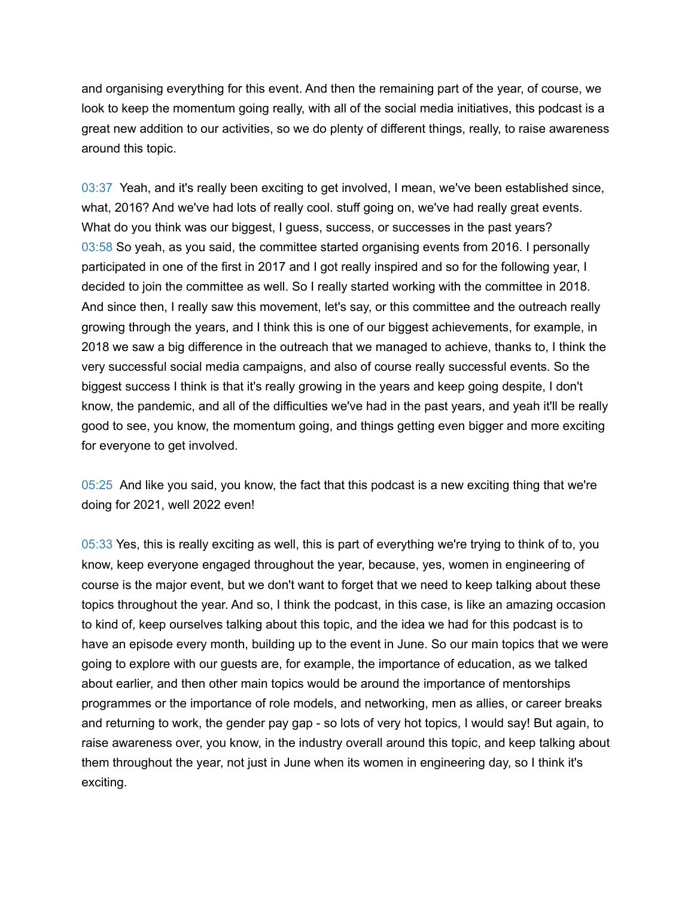and organising everything for this event. And then the remaining part of the year, of course, we look to keep the momentum going really, with all of the social media initiatives, this podcast is a great new addition to our activities, so we do plenty of different things, really, to raise awareness around this topic.

03:37 Yeah, and it's really been exciting to get involved, I mean, we've been established since, what, 2016? And we've had lots of really cool. stuff going on, we've had really great events. What do you think was our biggest, I guess, success, or successes in the past years?
03:58 So yeah, as you said, the committee started organising events from 2016. I personally participated in one of the first in 2017 and I got really inspired and so for the following year, I decided to join the committee as well. So I really started working with the committee in 2018. And since then, I really saw this movement, let's say, or this committee and the outreach really growing through the years, and I think this is one of our biggest achievements, for example, in 2018 we saw a big difference in the outreach that we managed to achieve, thanks to, I think the very successful social media campaigns, and also of course really successful events. So the biggest success I think is that it's really growing in the years and keep going despite, I don't know, the pandemic, and all of the difficulties we've had in the past years, and yeah it'll be really good to see, you know, the momentum going, and things getting even bigger and more exciting for everyone to get involved.

05:25 And like you said, you know, the fact that this podcast is a new exciting thing that we're doing for 2021, well 2022 even!

05:33 Yes, this is really exciting as well, this is part of everything we're trying to think of to, you know, keep everyone engaged throughout the year, because, yes, women in engineering of course is the major event, but we don't want to forget that we need to keep talking about these topics throughout the year. And so, I think the podcast, in this case, is like an amazing occasion to kind of, keep ourselves talking about this topic, and the idea we had for this podcast is to have an episode every month, building up to the event in June. So our main topics that we were going to explore with our guests are, for example, the importance of education, as we talked about earlier, and then other main topics would be around the importance of mentorships programmes or the importance of role models, and networking, men as allies, or career breaks and returning to work, the gender pay gap - so lots of very hot topics, I would say! But again, to raise awareness over, you know, in the industry overall around this topic, and keep talking about them throughout the year, not just in June when its women in engineering day, so I think it's exciting.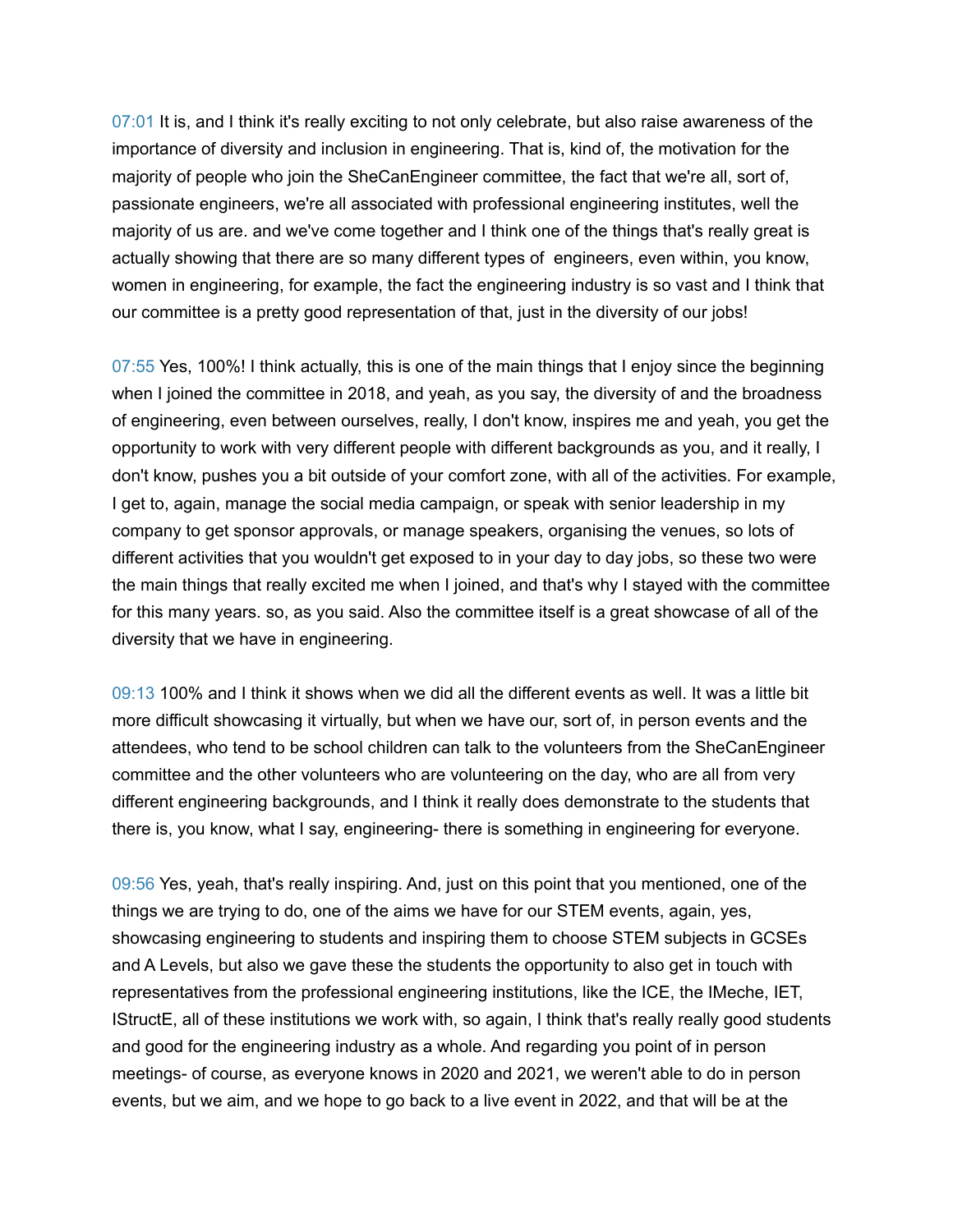07:01 It is, and I think it's really exciting to not only celebrate, but also raise awareness of the importance of diversity and inclusion in engineering. That is, kind of, the motivation for the majority of people who join the SheCanEngineer committee, the fact that we're all, sort of, passionate engineers, we're all associated with professional engineering institutes, well the majority of us are. and we've come together and I think one of the things that's really great is actually showing that there are so many different types of engineers, even within, you know, women in engineering, for example, the fact the engineering industry is so vast and I think that our committee is a pretty good representation of that, just in the diversity of our jobs!

07:55 Yes, 100%! I think actually, this is one of the main things that I enjoy since the beginning when I joined the committee in 2018, and yeah, as you say, the diversity of and the broadness of engineering, even between ourselves, really, I don't know, inspires me and yeah, you get the opportunity to work with very different people with different backgrounds as you, and it really, I don't know, pushes you a bit outside of your comfort zone, with all of the activities. For example, I get to, again, manage the social media campaign, or speak with senior leadership in my company to get sponsor approvals, or manage speakers, organising the venues, so lots of different activities that you wouldn't get exposed to in your day to day jobs, so these two were the main things that really excited me when I joined, and that's why I stayed with the committee for this many years. so, as you said. Also the committee itself is a great showcase of all of the diversity that we have in engineering.

09:13 100% and I think it shows when we did all the different events as well. It was a little bit more difficult showcasing it virtually, but when we have our, sort of, in person events and the attendees, who tend to be school children can talk to the volunteers from the SheCanEngineer committee and the other volunteers who are volunteering on the day, who are all from very different engineering backgrounds, and I think it really does demonstrate to the students that there is, you know, what I say, engineering- there is something in engineering for everyone.

09:56 Yes, yeah, that's really inspiring. And, just on this point that you mentioned, one of the things we are trying to do, one of the aims we have for our STEM events, again, yes, showcasing engineering to students and inspiring them to choose STEM subjects in GCSEs and A Levels, but also we gave these the students the opportunity to also get in touch with representatives from the professional engineering institutions, like the ICE, the IMeche, IET, IStructE, all of these institutions we work with, so again, I think that's really really good students and good for the engineering industry as a whole. And regarding you point of in person meetings- of course, as everyone knows in 2020 and 2021, we weren't able to do in person events, but we aim, and we hope to go back to a live event in 2022, and that will be at the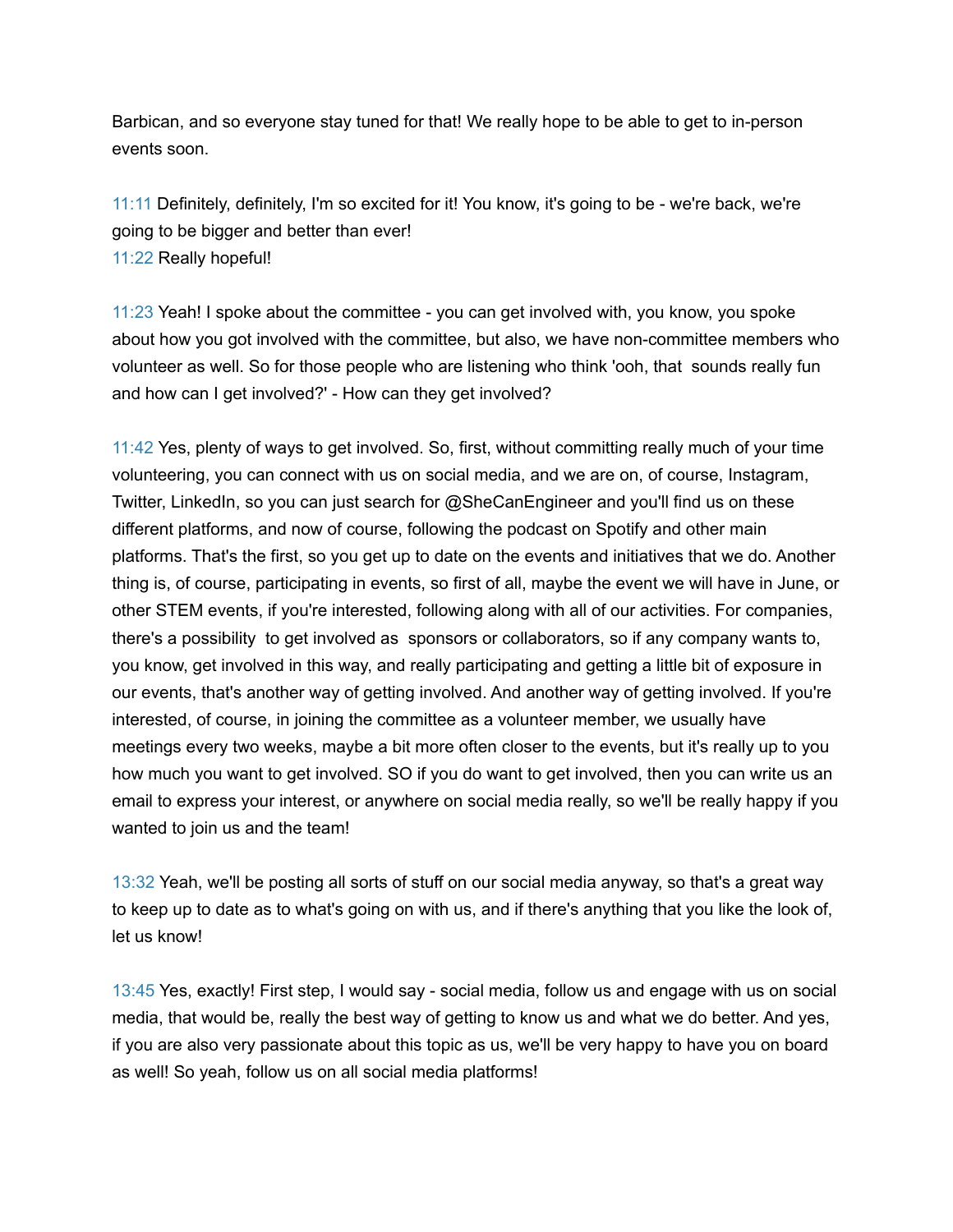Barbican, and so everyone stay tuned for that! We really hope to be able to get to in-person events soon.

11:11 Definitely, definitely, I'm so excited for it! You know, it's going to be - we're back, we're going to be bigger and better than ever!
11:22 Really hopeful!

11:23 Yeah! I spoke about the committee - you can get involved with, you know, you spoke about how you got involved with the committee, but also, we have non-committee members who volunteer as well. So for those people who are listening who think 'ooh, that sounds really fun and how can I get involved?' - How can they get involved?

11:42 Yes, plenty of ways to get involved. So, first, without committing really much of your time volunteering, you can connect with us on social media, and we are on, of course, Instagram, Twitter, LinkedIn, so you can just search for @SheCanEngineer and you'll find us on these different platforms, and now of course, following the podcast on Spotify and other main platforms. That's the first, so you get up to date on the events and initiatives that we do. Another thing is, of course, participating in events, so first of all, maybe the event we will have in June, or other STEM events, if you're interested, following along with all of our activities. For companies, there's a possibility to get involved as sponsors or collaborators, so if any company wants to, you know, get involved in this way, and really participating and getting a little bit of exposure in our events, that's another way of getting involved. And another way of getting involved. If you're interested, of course, in joining the committee as a volunteer member, we usually have meetings every two weeks, maybe a bit more often closer to the events, but it's really up to you how much you want to get involved. SO if you do want to get involved, then you can write us an email to express your interest, or anywhere on social media really, so we'll be really happy if you wanted to join us and the team!

13:32 Yeah, we'll be posting all sorts of stuff on our social media anyway, so that's a great way to keep up to date as to what's going on with us, and if there's anything that you like the look of, let us know!

13:45 Yes, exactly! First step, I would say - social media, follow us and engage with us on social media, that would be, really the best way of getting to know us and what we do better. And yes, if you are also very passionate about this topic as us, we'll be very happy to have you on board as well! So yeah, follow us on all social media platforms!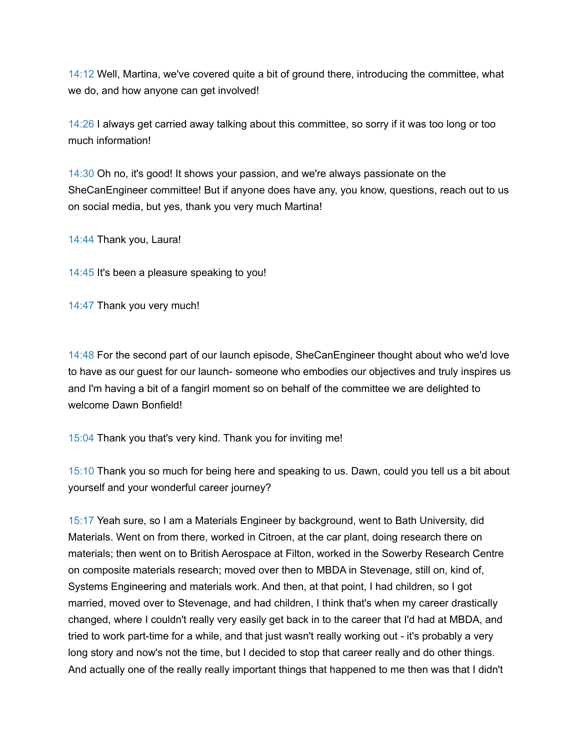14:12 Well, Martina, we've covered quite a bit of ground there, introducing the committee, what we do, and how anyone can get involved!

14:26 I always get carried away talking about this committee, so sorry if it was too long or too much information!

14:30 Oh no, it's good! It shows your passion, and we're always passionate on the SheCanEngineer committee! But if anyone does have any, you know, questions, reach out to us on social media, but yes, thank you very much Martina!

14:44 Thank you, Laura!

14:45 It's been a pleasure speaking to you!

14:47 Thank you very much!

14:48 For the second part of our launch episode, SheCanEngineer thought about who we'd love to have as our guest for our launch- someone who embodies our objectives and truly inspires us and I'm having a bit of a fangirl moment so on behalf of the committee we are delighted to welcome Dawn Bonfield!

15:04 Thank you that's very kind. Thank you for inviting me!

15:10 Thank you so much for being here and speaking to us. Dawn, could you tell us a bit about yourself and your wonderful career journey?

15:17 Yeah sure, so I am a Materials Engineer by background, went to Bath University, did Materials. Went on from there, worked in Citroen, at the car plant, doing research there on materials; then went on to British Aerospace at Filton, worked in the Sowerby Research Centre on composite materials research; moved over then to MBDA in Stevenage, still on, kind of, Systems Engineering and materials work. And then, at that point, I had children, so I got married, moved over to Stevenage, and had children, I think that's when my career drastically changed, where I couldn't really very easily get back in to the career that I'd had at MBDA, and tried to work part-time for a while, and that just wasn't really working out - it's probably a very long story and now's not the time, but I decided to stop that career really and do other things. And actually one of the really really important things that happened to me then was that I didn't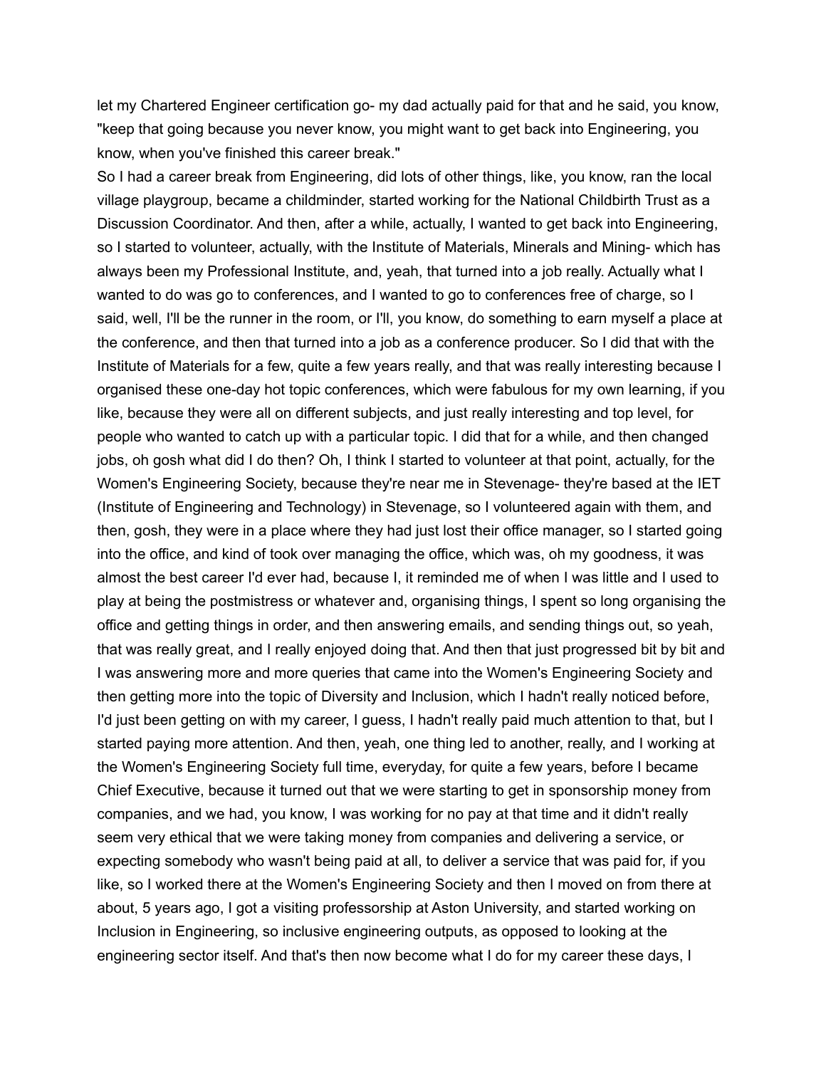let my Chartered Engineer certification go- my dad actually paid for that and he said, you know, "keep that going because you never know, you might want to get back into Engineering, you know, when you've finished this career break."

So I had a career break from Engineering, did lots of other things, like, you know, ran the local village playgroup, became a childminder, started working for the National Childbirth Trust as a Discussion Coordinator. And then, after a while, actually, I wanted to get back into Engineering, so I started to volunteer, actually, with the Institute of Materials, Minerals and Mining- which has always been my Professional Institute, and, yeah, that turned into a job really. Actually what I wanted to do was go to conferences, and I wanted to go to conferences free of charge, so I said, well, I'll be the runner in the room, or I'll, you know, do something to earn myself a place at the conference, and then that turned into a job as a conference producer. So I did that with the Institute of Materials for a few, quite a few years really, and that was really interesting because I organised these one-day hot topic conferences, which were fabulous for my own learning, if you like, because they were all on different subjects, and just really interesting and top level, for people who wanted to catch up with a particular topic. I did that for a while, and then changed jobs, oh gosh what did I do then? Oh, I think I started to volunteer at that point, actually, for the Women's Engineering Society, because they're near me in Stevenage- they're based at the IET (Institute of Engineering and Technology) in Stevenage, so I volunteered again with them, and then, gosh, they were in a place where they had just lost their office manager, so I started going into the office, and kind of took over managing the office, which was, oh my goodness, it was almost the best career I'd ever had, because I, it reminded me of when I was little and I used to play at being the postmistress or whatever and, organising things, I spent so long organising the office and getting things in order, and then answering emails, and sending things out, so yeah, that was really great, and I really enjoyed doing that. And then that just progressed bit by bit and I was answering more and more queries that came into the Women's Engineering Society and then getting more into the topic of Diversity and Inclusion, which I hadn't really noticed before, I'd just been getting on with my career, I guess, I hadn't really paid much attention to that, but I started paying more attention. And then, yeah, one thing led to another, really, and I working at the Women's Engineering Society full time, everyday, for quite a few years, before I became Chief Executive, because it turned out that we were starting to get in sponsorship money from companies, and we had, you know, I was working for no pay at that time and it didn't really seem very ethical that we were taking money from companies and delivering a service, or expecting somebody who wasn't being paid at all, to deliver a service that was paid for, if you like, so I worked there at the Women's Engineering Society and then I moved on from there at about, 5 years ago, I got a visiting professorship at Aston University, and started working on Inclusion in Engineering, so inclusive engineering outputs, as opposed to looking at the engineering sector itself. And that's then now become what I do for my career these days, I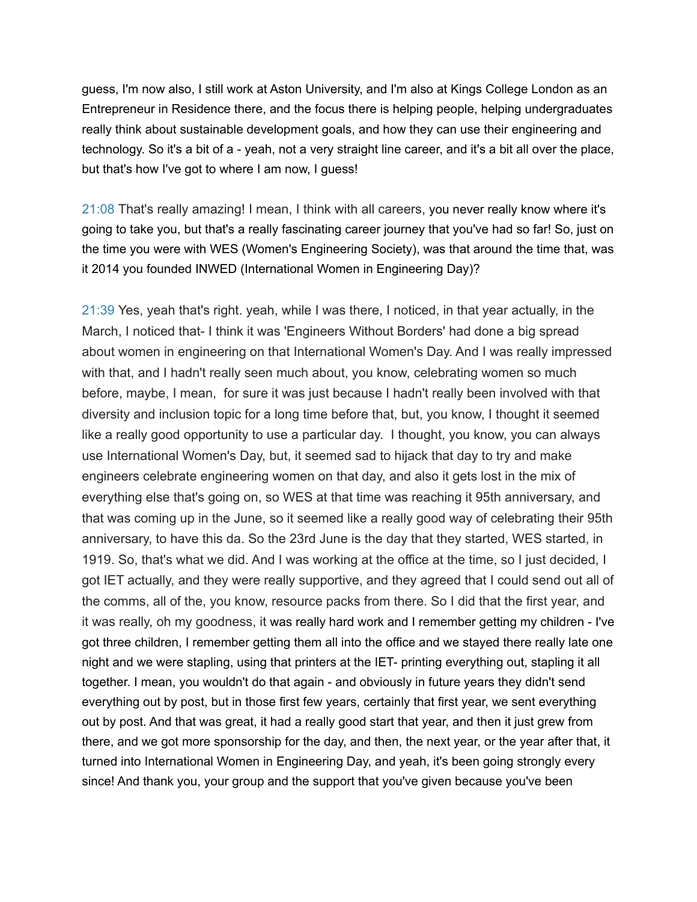guess, I'm now also, I still work at Aston University, and I'm also at Kings College London as an Entrepreneur in Residence there, and the focus there is helping people, helping undergraduates really think about sustainable development goals, and how they can use their engineering and technology. So it's a bit of a - yeah, not a very straight line career, and it's a bit all over the place, but that's how I've got to where I am now, I guess!

21:08 That's really amazing! I mean, I think with all careers, you never really know where it's going to take you, but that's a really fascinating career journey that you've had so far! So, just on the time you were with WES (Women's Engineering Society), was that around the time that, was it 2014 you founded INWED (International Women in Engineering Day)?

21:39 Yes, yeah that's right. yeah, while I was there, I noticed, in that year actually, in the March, I noticed that- I think it was 'Engineers Without Borders' had done a big spread about women in engineering on that International Women's Day. And I was really impressed with that, and I hadn't really seen much about, you know, celebrating women so much before, maybe, I mean, for sure it was just because I hadn't really been involved with that diversity and inclusion topic for a long time before that, but, you know, I thought it seemed like a really good opportunity to use a particular day. I thought, you know, you can always use International Women's Day, but, it seemed sad to hijack that day to try and make engineers celebrate engineering women on that day, and also it gets lost in the mix of everything else that's going on, so WES at that time was reaching it 95th anniversary, and that was coming up in the June, so it seemed like a really good way of celebrating their 95th anniversary, to have this da. So the 23rd June is the day that they started, WES started, in 1919. So, that's what we did. And I was working at the office at the time, so I just decided, I got IET actually, and they were really supportive, and they agreed that I could send out all of the comms, all of the, you know, resource packs from there. So I did that the first year, and it was really, oh my goodness, it was really hard work and I remember getting my children - I've got three children, I remember getting them all into the office and we stayed there really late one night and we were stapling, using that printers at the IET- printing everything out, stapling it all together. I mean, you wouldn't do that again - and obviously in future years they didn't send everything out by post, but in those first few years, certainly that first year, we sent everything out by post. And that was great, it had a really good start that year, and then it just grew from there, and we got more sponsorship for the day, and then, the next year, or the year after that, it turned into International Women in Engineering Day, and yeah, it's been going strongly every since! And thank you, your group and the support that you've given because you've been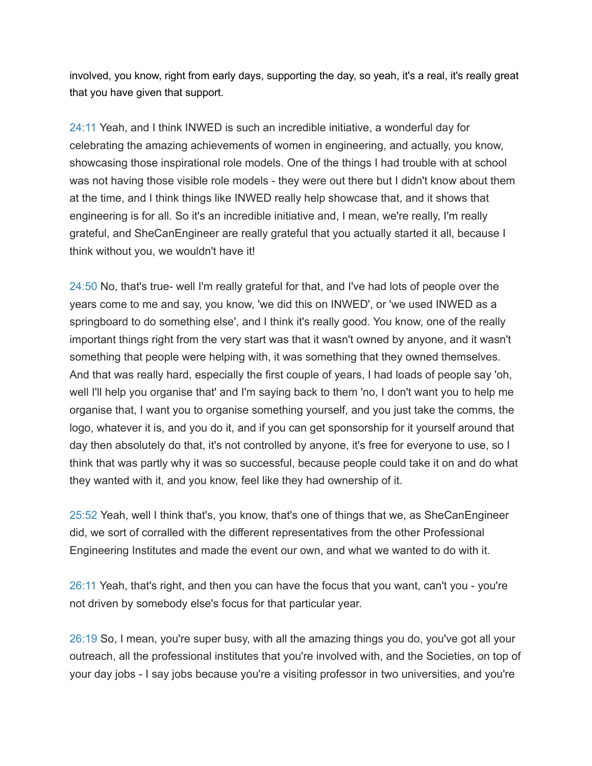involved, you know, right from early days, supporting the day, so yeah, it's a real, it's really great that you have given that support.

24:11 Yeah, and I think INWED is such an incredible initiative, a wonderful day for celebrating the amazing achievements of women in engineering, and actually, you know, showcasing those inspirational role models. One of the things I had trouble with at school was not having those visible role models - they were out there but I didn't know about them at the time, and I think things like INWED really help showcase that, and it shows that engineering is for all. So it's an incredible initiative and, I mean, we're really, I'm really grateful, and SheCanEngineer are really grateful that you actually started it all, because I think without you, we wouldn't have it!

24:50 No, that's true- well I'm really grateful for that, and I've had lots of people over the years come to me and say, you know, 'we did this on INWED', or 'we used INWED as a springboard to do something else', and I think it's really good. You know, one of the really important things right from the very start was that it wasn't owned by anyone, and it wasn't something that people were helping with, it was something that they owned themselves. And that was really hard, especially the first couple of years, I had loads of people say 'oh, well I'll help you organise that' and I'm saying back to them 'no, I don't want you to help me organise that, I want you to organise something yourself, and you just take the comms, the logo, whatever it is, and you do it, and if you can get sponsorship for it yourself around that day then absolutely do that, it's not controlled by anyone, it's free for everyone to use, so I think that was partly why it was so successful, because people could take it on and do what they wanted with it, and you know, feel like they had ownership of it.

25:52 Yeah, well I think that's, you know, that's one of things that we, as SheCanEngineer did, we sort of corralled with the different representatives from the other Professional Engineering Institutes and made the event our own, and what we wanted to do with it.

26:11 Yeah, that's right, and then you can have the focus that you want, can't you - you're not driven by somebody else's focus for that particular year.

26:19 So, I mean, you're super busy, with all the amazing things you do, you've got all your outreach, all the professional institutes that you're involved with, and the Societies, on top of your day jobs - I say jobs because you're a visiting professor in two universities, and you're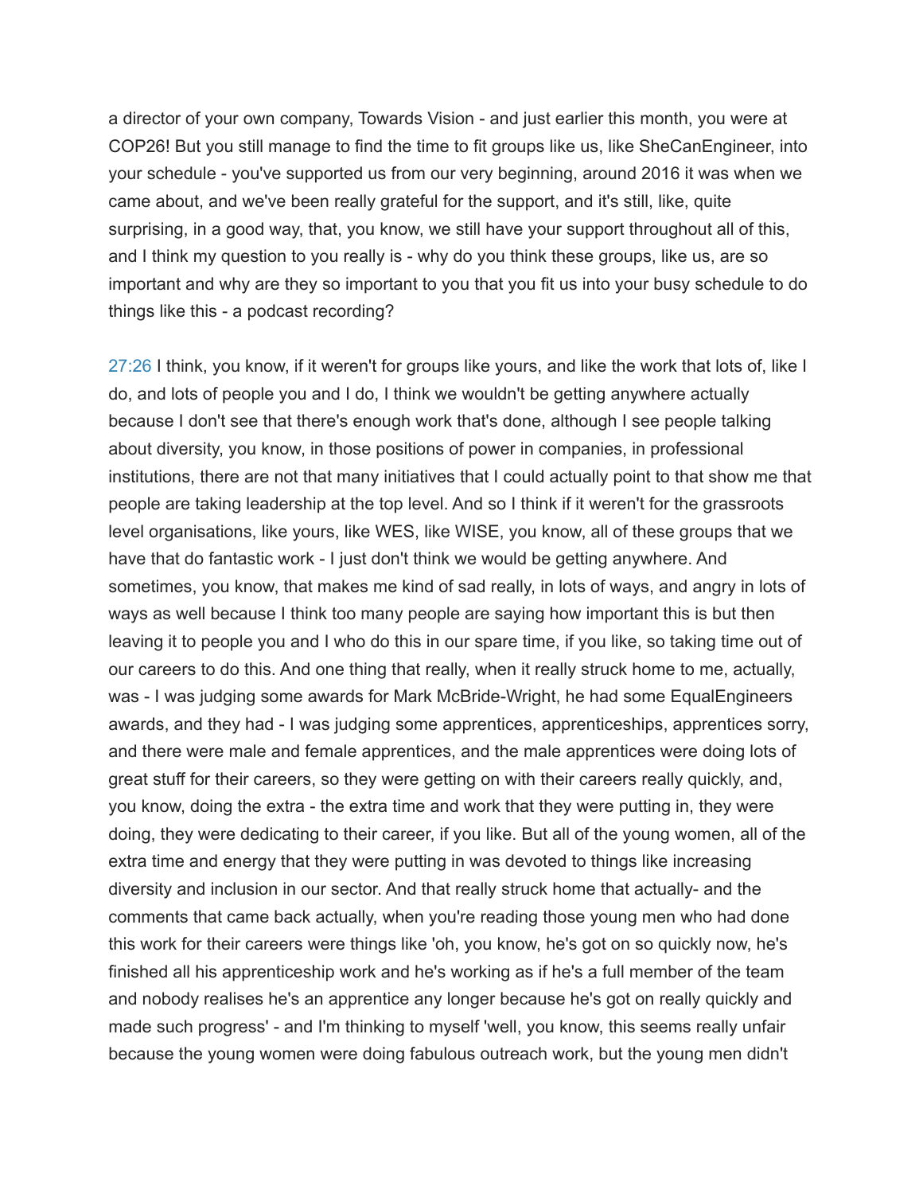a director of your own company, Towards Vision - and just earlier this month, you were at COP26! But you still manage to find the time to fit groups like us, like SheCanEngineer, into your schedule - you've supported us from our very beginning, around 2016 it was when we came about, and we've been really grateful for the support, and it's still, like, quite surprising, in a good way, that, you know, we still have your support throughout all of this, and I think my question to you really is - why do you think these groups, like us, are so important and why are they so important to you that you fit us into your busy schedule to do things like this - a podcast recording?

27:26 I think, you know, if it weren't for groups like yours, and like the work that lots of, like I do, and lots of people you and I do, I think we wouldn't be getting anywhere actually because I don't see that there's enough work that's done, although I see people talking about diversity, you know, in those positions of power in companies, in professional institutions, there are not that many initiatives that I could actually point to that show me that people are taking leadership at the top level. And so I think if it weren't for the grassroots level organisations, like yours, like WES, like WISE, you know, all of these groups that we have that do fantastic work - I just don't think we would be getting anywhere. And sometimes, you know, that makes me kind of sad really, in lots of ways, and angry in lots of ways as well because I think too many people are saying how important this is but then leaving it to people you and I who do this in our spare time, if you like, so taking time out of our careers to do this. And one thing that really, when it really struck home to me, actually, was - I was judging some awards for Mark McBride-Wright, he had some EqualEngineers awards, and they had - I was judging some apprentices, apprenticeships, apprentices sorry, and there were male and female apprentices, and the male apprentices were doing lots of great stuff for their careers, so they were getting on with their careers really quickly, and, you know, doing the extra - the extra time and work that they were putting in, they were doing, they were dedicating to their career, if you like. But all of the young women, all of the extra time and energy that they were putting in was devoted to things like increasing diversity and inclusion in our sector. And that really struck home that actually- and the comments that came back actually, when you're reading those young men who had done this work for their careers were things like 'oh, you know, he's got on so quickly now, he's finished all his apprenticeship work and he's working as if he's a full member of the team and nobody realises he's an apprentice any longer because he's got on really quickly and made such progress' - and I'm thinking to myself 'well, you know, this seems really unfair because the young women were doing fabulous outreach work, but the young men didn't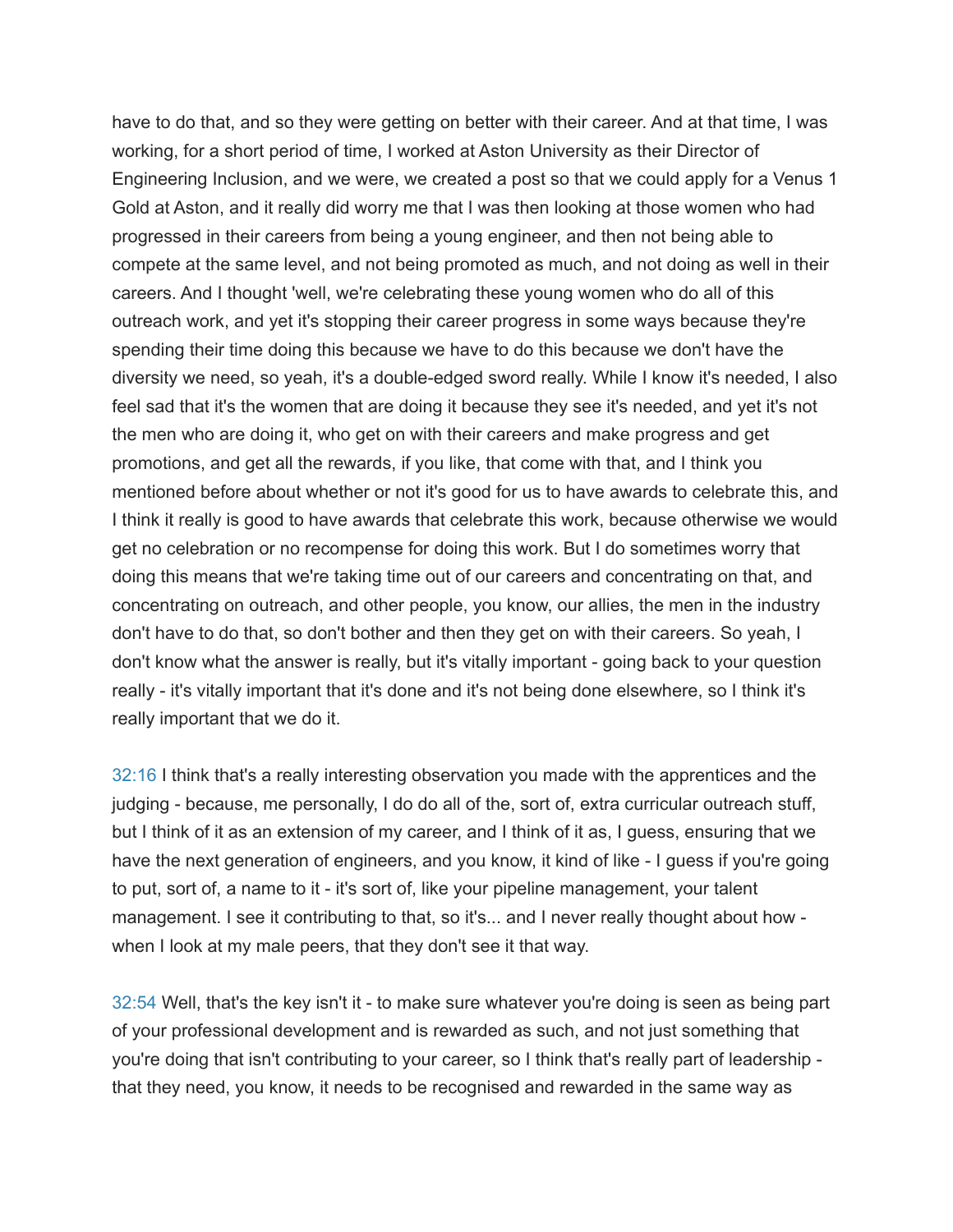have to do that, and so they were getting on better with their career. And at that time, I was working, for a short period of time, I worked at Aston University as their Director of Engineering Inclusion, and we were, we created a post so that we could apply for a Venus 1 Gold at Aston, and it really did worry me that I was then looking at those women who had progressed in their careers from being a young engineer, and then not being able to compete at the same level, and not being promoted as much, and not doing as well in their careers. And I thought 'well, we're celebrating these young women who do all of this outreach work, and yet it's stopping their career progress in some ways because they're spending their time doing this because we have to do this because we don't have the diversity we need, so yeah, it's a double-edged sword really. While I know it's needed, I also feel sad that it's the women that are doing it because they see it's needed, and yet it's not the men who are doing it, who get on with their careers and make progress and get promotions, and get all the rewards, if you like, that come with that, and I think you mentioned before about whether or not it's good for us to have awards to celebrate this, and I think it really is good to have awards that celebrate this work, because otherwise we would get no celebration or no recompense for doing this work. But I do sometimes worry that doing this means that we're taking time out of our careers and concentrating on that, and concentrating on outreach, and other people, you know, our allies, the men in the industry don't have to do that, so don't bother and then they get on with their careers. So yeah, I don't know what the answer is really, but it's vitally important - going back to your question really - it's vitally important that it's done and it's not being done elsewhere, so I think it's really important that we do it.

32:16 I think that's a really interesting observation you made with the apprentices and the judging - because, me personally, I do do all of the, sort of, extra curricular outreach stuff, but I think of it as an extension of my career, and I think of it as, I guess, ensuring that we have the next generation of engineers, and you know, it kind of like - I guess if you're going to put, sort of, a name to it - it's sort of, like your pipeline management, your talent management. I see it contributing to that, so it's... and I never really thought about how - when I look at my male peers, that they don't see it that way.

32:54 Well, that's the key isn't it - to make sure whatever you're doing is seen as being part of your professional development and is rewarded as such, and not just something that you're doing that isn't contributing to your career, so I think that's really part of leadership - that they need, you know, it needs to be recognised and rewarded in the same way as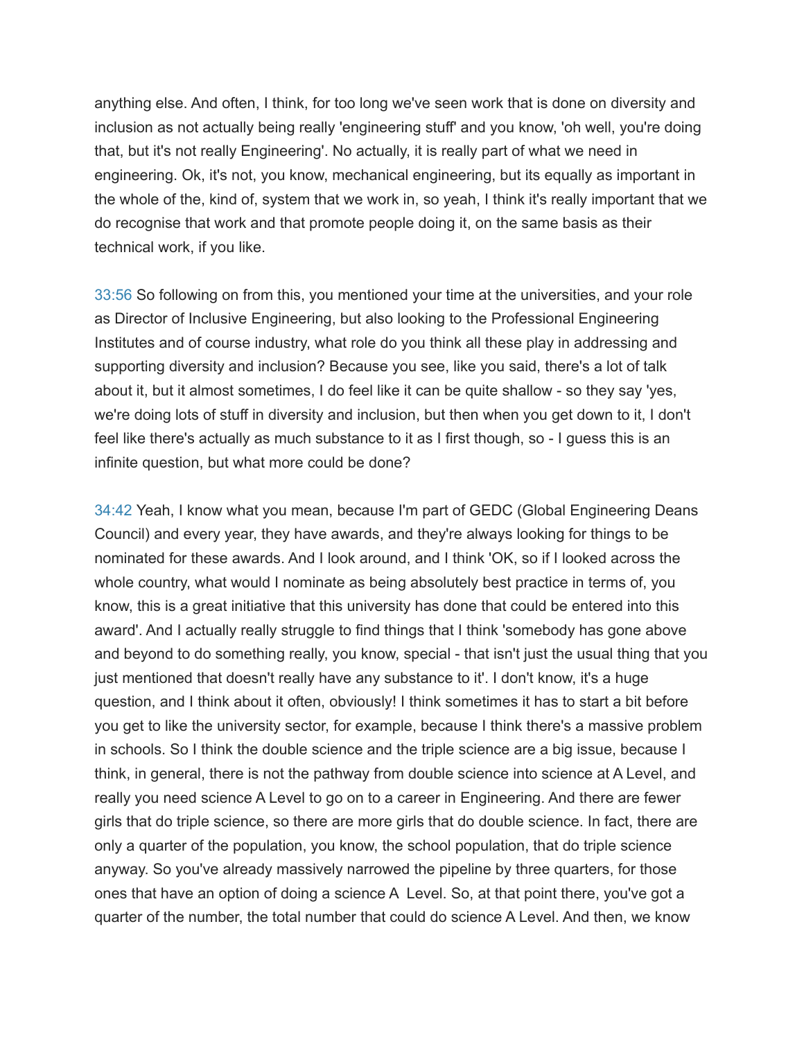anything else. And often, I think, for too long we've seen work that is done on diversity and inclusion as not actually being really 'engineering stuff' and you know, 'oh well, you're doing that, but it's not really Engineering'. No actually, it is really part of what we need in engineering. Ok, it's not, you know, mechanical engineering, but its equally as important in the whole of the, kind of, system that we work in, so yeah, I think it's really important that we do recognise that work and that promote people doing it, on the same basis as their technical work, if you like.

33:56 So following on from this, you mentioned your time at the universities, and your role as Director of Inclusive Engineering, but also looking to the Professional Engineering Institutes and of course industry, what role do you think all these play in addressing and supporting diversity and inclusion? Because you see, like you said, there's a lot of talk about it, but it almost sometimes, I do feel like it can be quite shallow - so they say 'yes, we're doing lots of stuff in diversity and inclusion, but then when you get down to it, I don't feel like there's actually as much substance to it as I first though, so - I guess this is an infinite question, but what more could be done?

34:42 Yeah, I know what you mean, because I'm part of GEDC (Global Engineering Deans Council) and every year, they have awards, and they're always looking for things to be nominated for these awards. And I look around, and I think 'OK, so if I looked across the whole country, what would I nominate as being absolutely best practice in terms of, you know, this is a great initiative that this university has done that could be entered into this award'. And I actually really struggle to find things that I think 'somebody has gone above and beyond to do something really, you know, special - that isn't just the usual thing that you just mentioned that doesn't really have any substance to it'. I don't know, it's a huge question, and I think about it often, obviously! I think sometimes it has to start a bit before you get to like the university sector, for example, because I think there's a massive problem in schools. So I think the double science and the triple science are a big issue, because I think, in general, there is not the pathway from double science into science at A Level, and really you need science A Level to go on to a career in Engineering. And there are fewer girls that do triple science, so there are more girls that do double science. In fact, there are only a quarter of the population, you know, the school population, that do triple science anyway. So you've already massively narrowed the pipeline by three quarters, for those ones that have an option of doing a science A Level. So, at that point there, you've got a quarter of the number, the total number that could do science A Level. And then, we know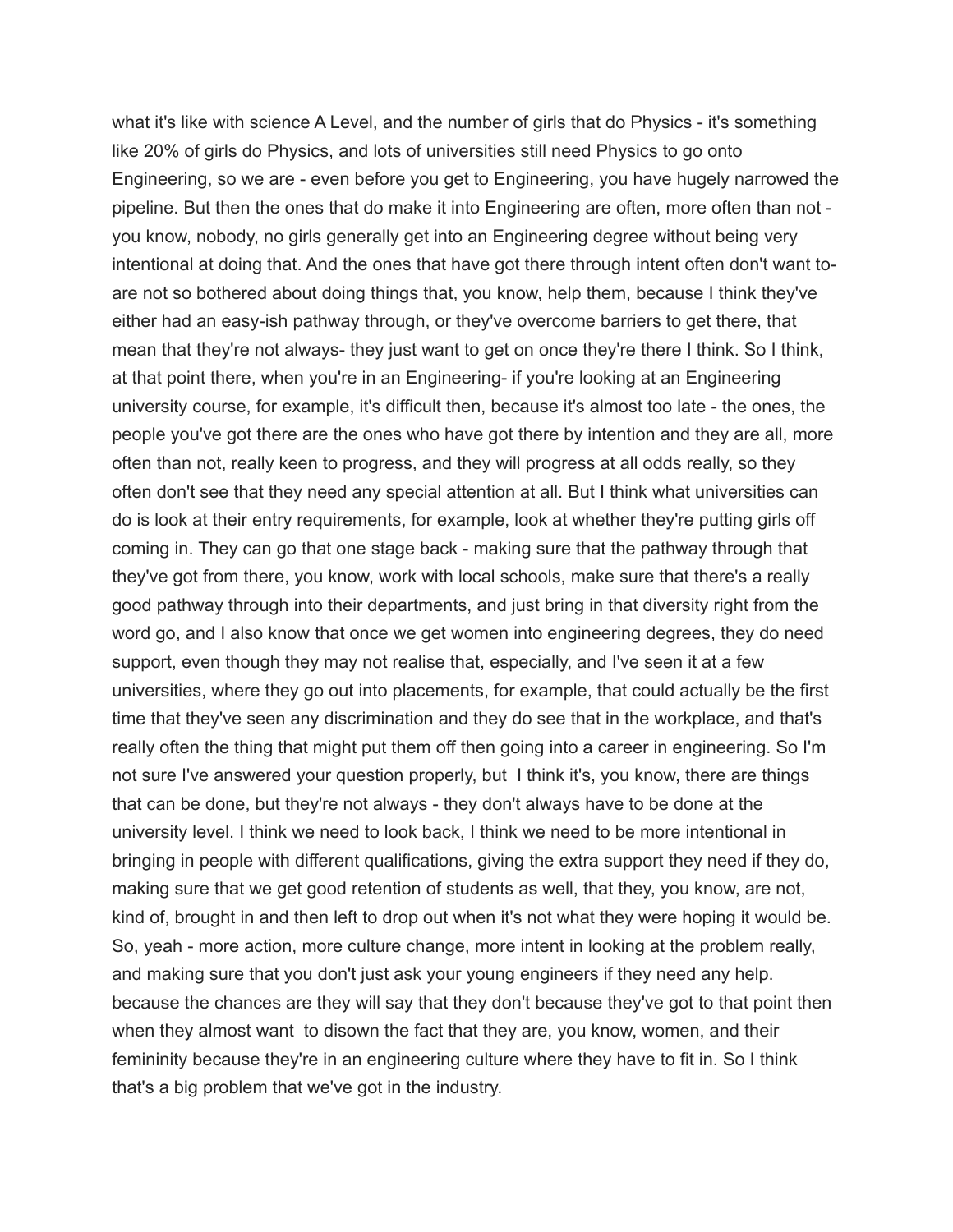what it's like with science A Level, and the number of girls that do Physics - it's something like 20% of girls do Physics, and lots of universities still need Physics to go onto Engineering, so we are - even before you get to Engineering, you have hugely narrowed the pipeline. But then the ones that do make it into Engineering are often, more often than not - you know, nobody, no girls generally get into an Engineering degree without being very intentional at doing that. And the ones that have got there through intent often don't want to- are not so bothered about doing things that, you know, help them, because I think they've either had an easy-ish pathway through, or they've overcome barriers to get there, that mean that they're not always- they just want to get on once they're there I think. So I think, at that point there, when you're in an Engineering- if you're looking at an Engineering university course, for example, it's difficult then, because it's almost too late - the ones, the people you've got there are the ones who have got there by intention and they are all, more often than not, really keen to progress, and they will progress at all odds really, so they often don't see that they need any special attention at all. But I think what universities can do is look at their entry requirements, for example, look at whether they're putting girls off coming in. They can go that one stage back - making sure that the pathway through that they've got from there, you know, work with local schools, make sure that there's a really good pathway through into their departments, and just bring in that diversity right from the word go, and I also know that once we get women into engineering degrees, they do need support, even though they may not realise that, especially, and I've seen it at a few universities, where they go out into placements, for example, that could actually be the first time that they've seen any discrimination and they do see that in the workplace, and that's really often the thing that might put them off then going into a career in engineering. So I'm not sure I've answered your question properly, but I think it's, you know, there are things that can be done, but they're not always - they don't always have to be done at the university level. I think we need to look back, I think we need to be more intentional in bringing in people with different qualifications, giving the extra support they need if they do, making sure that we get good retention of students as well, that they, you know, are not, kind of, brought in and then left to drop out when it's not what they were hoping it would be. So, yeah - more action, more culture change, more intent in looking at the problem really, and making sure that you don't just ask your young engineers if they need any help. because the chances are they will say that they don't because they've got to that point then when they almost want to disown the fact that they are, you know, women, and their femininity because they're in an engineering culture where they have to fit in. So I think that's a big problem that we've got in the industry.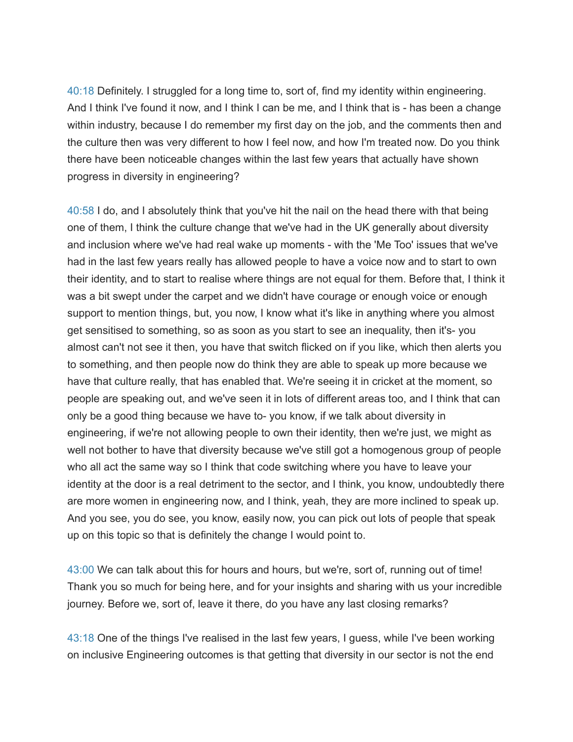40:18 Definitely. I struggled for a long time to, sort of, find my identity within engineering. And I think I've found it now, and I think I can be me, and I think that is - has been a change within industry, because I do remember my first day on the job, and the comments then and the culture then was very different to how I feel now, and how I'm treated now. Do you think there have been noticeable changes within the last few years that actually have shown progress in diversity in engineering?

40:58 I do, and I absolutely think that you've hit the nail on the head there with that being one of them, I think the culture change that we've had in the UK generally about diversity and inclusion where we've had real wake up moments - with the 'Me Too' issues that we've had in the last few years really has allowed people to have a voice now and to start to own their identity, and to start to realise where things are not equal for them. Before that, I think it was a bit swept under the carpet and we didn't have courage or enough voice or enough support to mention things, but, you now, I know what it's like in anything where you almost get sensitised to something, so as soon as you start to see an inequality, then it's- you almost can't not see it then, you have that switch flicked on if you like, which then alerts you to something, and then people now do think they are able to speak up more because we have that culture really, that has enabled that. We're seeing it in cricket at the moment, so people are speaking out, and we've seen it in lots of different areas too, and I think that can only be a good thing because we have to- you know, if we talk about diversity in engineering, if we're not allowing people to own their identity, then we're just, we might as well not bother to have that diversity because we've still got a homogenous group of people who all act the same way so I think that code switching where you have to leave your identity at the door is a real detriment to the sector, and I think, you know, undoubtedly there are more women in engineering now, and I think, yeah, they are more inclined to speak up. And you see, you do see, you know, easily now, you can pick out lots of people that speak up on this topic so that is definitely the change I would point to.

43:00 We can talk about this for hours and hours, but we're, sort of, running out of time! Thank you so much for being here, and for your insights and sharing with us your incredible journey. Before we, sort of, leave it there, do you have any last closing remarks?

43:18 One of the things I've realised in the last few years, I guess, while I've been working on inclusive Engineering outcomes is that getting that diversity in our sector is not the end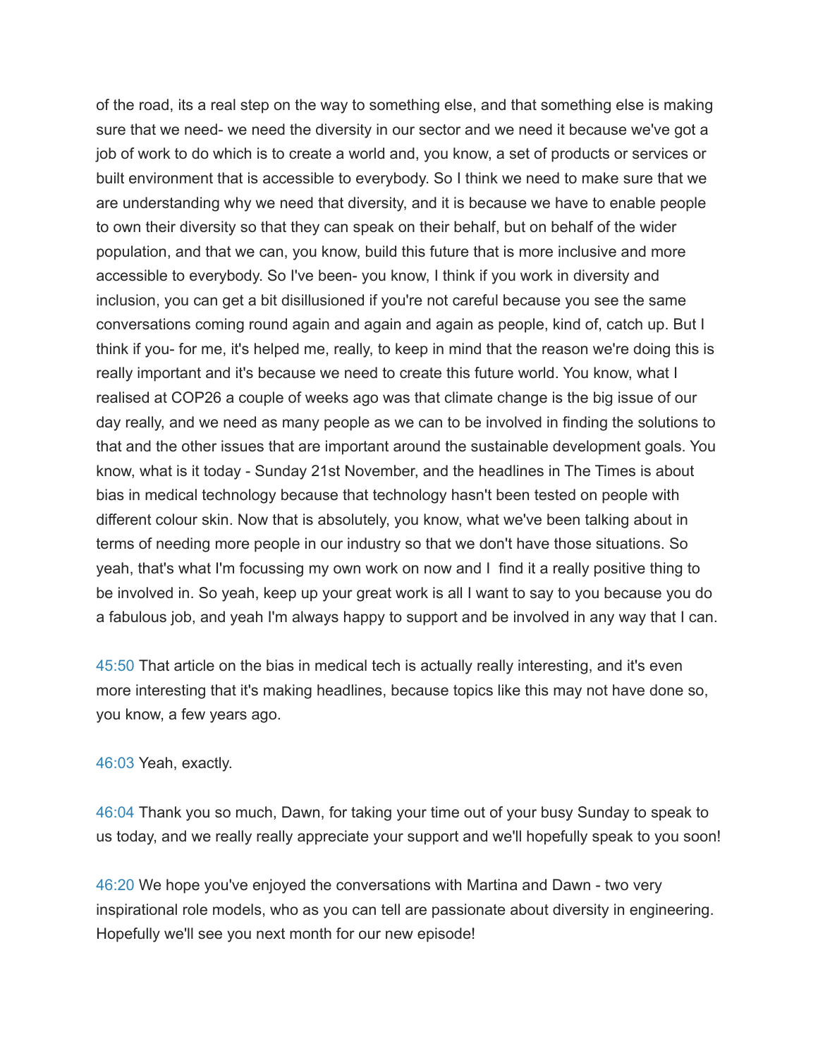of the road, its a real step on the way to something else, and that something else is making sure that we need- we need the diversity in our sector and we need it because we've got a job of work to do which is to create a world and, you know, a set of products or services or built environment that is accessible to everybody. So I think we need to make sure that we are understanding why we need that diversity, and it is because we have to enable people to own their diversity so that they can speak on their behalf, but on behalf of the wider population, and that we can, you know, build this future that is more inclusive and more accessible to everybody. So I've been- you know, I think if you work in diversity and inclusion, you can get a bit disillusioned if you're not careful because you see the same conversations coming round again and again and again as people, kind of, catch up. But I think if you- for me, it's helped me, really, to keep in mind that the reason we're doing this is really important and it's because we need to create this future world. You know, what I realised at COP26 a couple of weeks ago was that climate change is the big issue of our day really, and we need as many people as we can to be involved in finding the solutions to that and the other issues that are important around the sustainable development goals. You know, what is it today - Sunday 21st November, and the headlines in The Times is about bias in medical technology because that technology hasn't been tested on people with different colour skin. Now that is absolutely, you know, what we've been talking about in terms of needing more people in our industry so that we don't have those situations. So yeah, that's what I'm focussing my own work on now and I find it a really positive thing to be involved in. So yeah, keep up your great work is all I want to say to you because you do a fabulous job, and yeah I'm always happy to support and be involved in any way that I can.

45:50 That article on the bias in medical tech is actually really interesting, and it's even more interesting that it's making headlines, because topics like this may not have done so, you know, a few years ago.

46:03 Yeah, exactly.

46:04 Thank you so much, Dawn, for taking your time out of your busy Sunday to speak to us today, and we really really appreciate your support and we'll hopefully speak to you soon!

46:20 We hope you've enjoyed the conversations with Martina and Dawn - two very inspirational role models, who as you can tell are passionate about diversity in engineering. Hopefully we'll see you next month for our new episode!